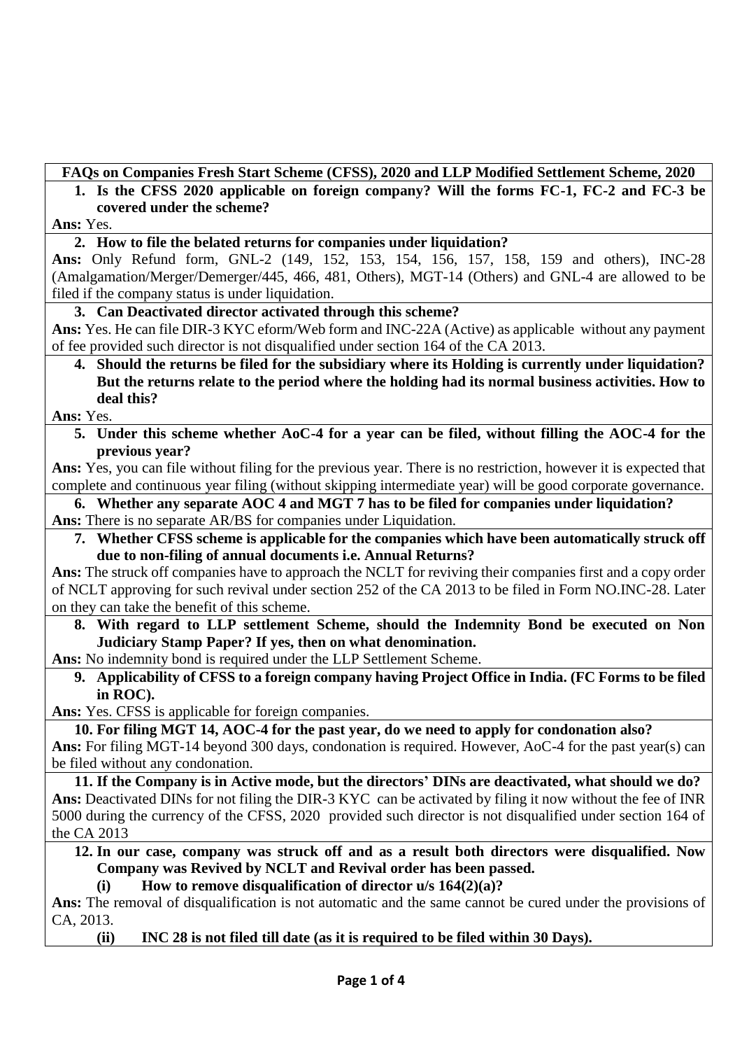## FAQs on Companies Fresh Start Scheme (CFSS), 2020 and LLP Modified Settlement Scheme, 2020

**1. Is the CFSS 2020 applicable on foreign company? Will the forms FC-1, FC-2 and FC-3 be covered under the scheme?**

**Ans:** Yes.

**2. How to file the belated returns for companies under liquidation?**

**Ans:** Only Refund form, GNL-2 (149, 152, 153, 154, 156, 157, 158, 159 and others), INC-28 (Amalgamation/Merger/Demerger/445, 466, 481, Others), MGT-14 (Others) and GNL-4 are allowed to be filed if the company status is under liquidation.

**3. Can Deactivated director activated through this scheme?**

**Ans:** Yes. He can file DIR-3 KYC eform/Web form and INC-22A (Active) as applicable without any payment of fee provided such director is not disqualified under section 164 of the CA 2013.

**4. Should the returns be filed for the subsidiary where its Holding is currently under liquidation? But the returns relate to the period where the holding had its normal business activities. How to deal this?**

**Ans:** Yes.

**5. Under this scheme whether AoC-4 for a year can be filed, without filling the AOC-4 for the previous year?**

**Ans:** Yes, you can file without filing for the previous year. There is no restriction, however it is expected that complete and continuous year filing (without skipping intermediate year) will be good corporate governance.

**6. Whether any separate AOC 4 and MGT 7 has to be filed for companies under liquidation?**

**Ans:** There is no separate AR/BS for companies under Liquidation.

**7. Whether CFSS scheme is applicable for the companies which have been automatically struck off due to non-filing of annual documents i.e. Annual Returns?**

**Ans:** The struck off companies have to approach the NCLT for reviving their companies first and a copy order of NCLT approving for such revival under section 252 of the CA 2013 to be filed in Form NO.INC-28. Later on they can take the benefit of this scheme.

**8. With regard to LLP settlement Scheme, should the Indemnity Bond be executed on Non Judiciary Stamp Paper? If yes, then on what denomination.**

**Ans:** No indemnity bond is required under the LLP Settlement Scheme.

**9. Applicability of CFSS to a foreign company having Project Office in India. (FC Forms to be filed in ROC).**

**Ans:** Yes. CFSS is applicable for foreign companies.

**10. For filing MGT 14, AOC-4 for the past year, do we need to apply for condonation also?**

**Ans:** For filing MGT-14 beyond 300 days, condonation is required. However, AoC-4 for the past year(s) can be filed without any condonation.

**11. If the Company is in Active mode, but the directors' DINs are deactivated, what should we do?**

**Ans:** Deactivated DINs for not filing the DIR-3 KYC can be activated by filing it now without the fee of INR 5000 during the currency of the CFSS, 2020 provided such director is not disqualified under section 164 of the CA 2013

**12. In our case, company was struck off and as a result both directors were disqualified. Now Company was Revived by NCLT and Revival order has been passed.**

**(i) How to remove disqualification of director u/s 164(2)(a)?**

**Ans:** The removal of disqualification is not automatic and the same cannot be cured under the provisions of CA, 2013.

**(ii) INC 28 is not filed till date (as it is required to be filed within 30 Days).**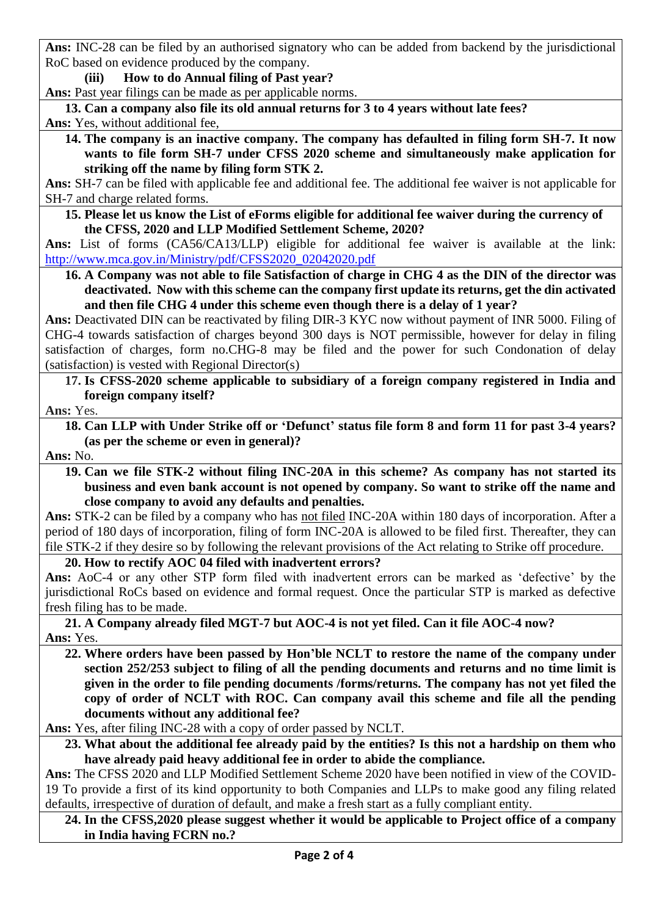**Ans:** INC-28 can be filed by an authorised signatory who can be added from backend by the jurisdictional RoC based on evidence produced by the company.

**(iii) How to do Annual filing of Past year?**

**Ans:** Past year filings can be made as per applicable norms.

**13. Can a company also file its old annual returns for 3 to 4 years without late fees?**

**Ans:** Yes, without additional fee,

**14. The company is an inactive company. The company has defaulted in filing form SH-7. It now wants to file form SH-7 under CFSS 2020 scheme and simultaneously make application for striking off the name by filing form STK 2.**

**Ans:** SH-7 can be filed with applicable fee and additional fee. The additional fee waiver is not applicable for SH-7 and charge related forms.

**15. Please let us know the List of eForms eligible for additional fee waiver during the currency of the CFSS, 2020 and LLP Modified Settlement Scheme, 2020?**

**Ans:** List of forms (CA56/CA13/LLP) eligible for additional fee waiver is available at the link: http://www.mca.gov.in/Ministry/pdf/CFSS2020_02042020.pdf

**16. A Company was not able to file Satisfaction of charge in CHG 4 as the DIN of the director was deactivated. Now with this scheme can the company first update its returns, get the din activated and then file CHG 4 under this scheme even though there is a delay of 1 year?**

**Ans:** Deactivated DIN can be reactivated by filing DIR-3 KYC now without payment of INR 5000. Filing of CHG-4 towards satisfaction of charges beyond 300 days is NOT permissible, however for delay in filing satisfaction of charges, form no.CHG-8 may be filed and the power for such Condonation of delay (satisfaction) is vested with Regional Director(s)

**17. Is CFSS-2020 scheme applicable to subsidiary of a foreign company registered in India and foreign company itself?**

**Ans:** Yes.

**18. Can LLP with Under Strike off or 'Defunct' status file form 8 and form 11 for past 3-4 years? (as per the scheme or even in general)?**

**Ans:** No.

**19. Can we file STK-2 without filing INC-20A in this scheme? As company has not started its business and even bank account is not opened by company. So want to strike off the name and close company to avoid any defaults and penalties.**

**Ans:** STK-2 can be filed by a company who has not filed INC-20A within 180 days of incorporation. After a period of 180 days of incorporation, filing of form INC-20A is allowed to be filed first. Thereafter, they can file STK-2 if they desire so by following the relevant provisions of the Act relating to Strike off procedure.

**20. How to rectify AOC 04 filed with inadvertent errors?**

**Ans:** AoC-4 or any other STP form filed with inadvertent errors can be marked as 'defective' by the jurisdictional RoCs based on evidence and formal request. Once the particular STP is marked as defective fresh filing has to be made.

**21. A Company already filed MGT-7 but AOC-4 is not yet filed. Can it file AOC-4 now?**

**Ans:** Yes.

**22. Where orders have been passed by Hon'ble NCLT to restore the name of the company under section 252/253 subject to filing of all the pending documents and returns and no time limit is given in the order to file pending documents /forms/returns. The company has not yet filed the copy of order of NCLT with ROC. Can company avail this scheme and file all the pending documents without any additional fee?**

**Ans:** Yes, after filing INC-28 with a copy of order passed by NCLT.

**23. What about the additional fee already paid by the entities? Is this not a hardship on them who have already paid heavy additional fee in order to abide the compliance.**

**Ans:** The CFSS 2020 and LLP Modified Settlement Scheme 2020 have been notified in view of the COVID-19 To provide a first of its kind opportunity to both Companies and LLPs to make good any filing related defaults, irrespective of duration of default, and make a fresh start as a fully compliant entity.

**24. In the CFSS,2020 please suggest whether it would be applicable to Project office of a company in India having FCRN no.?**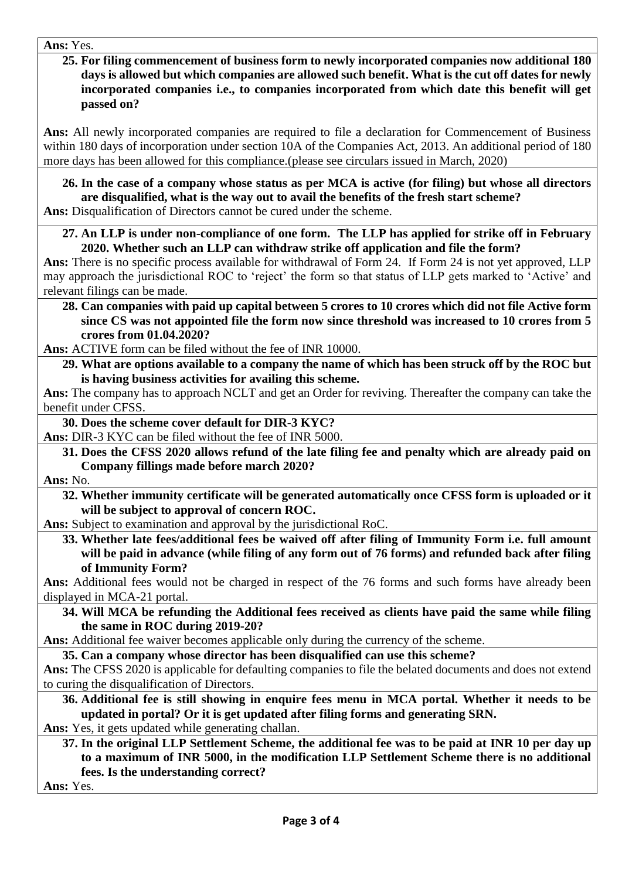**Ans:** Yes.

**25. For filing commencement of business form to newly incorporated companies now additional 180 days is allowed but which companies are allowed such benefit. What is the cut off dates for newly incorporated companies i.e., to companies incorporated from which date this benefit will get passed on?**

**Ans:** All newly incorporated companies are required to file a declaration for Commencement of Business within 180 days of incorporation under section 10A of the Companies Act, 2013. An additional period of 180 more days has been allowed for this compliance.(please see circulars issued in March, 2020)

**26. In the case of a company whose status as per MCA is active (for filing) but whose all directors are disqualified, what is the way out to avail the benefits of the fresh start scheme?**

**Ans:** Disqualification of Directors cannot be cured under the scheme.

**27. An LLP is under non-compliance of one form. The LLP has applied for strike off in February 2020. Whether such an LLP can withdraw strike off application and file the form?**

**Ans:** There is no specific process available for withdrawal of Form 24. If Form 24 is not yet approved, LLP may approach the jurisdictional ROC to 'reject' the form so that status of LLP gets marked to 'Active' and relevant filings can be made.

**28. Can companies with paid up capital between 5 crores to 10 crores which did not file Active form since CS was not appointed file the form now since threshold was increased to 10 crores from 5 crores from 01.04.2020?**

**Ans:** ACTIVE form can be filed without the fee of INR 10000.

**29. What are options available to a company the name of which has been struck off by the ROC but is having business activities for availing this scheme.**

**Ans:** The company has to approach NCLT and get an Order for reviving. Thereafter the company can take the benefit under CFSS.

**30. Does the scheme cover default for DIR-3 KYC?**

**Ans:** DIR-3 KYC can be filed without the fee of INR 5000.

**31. Does the CFSS 2020 allows refund of the late filing fee and penalty which are already paid on Company fillings made before march 2020?**

**Ans:** No.

**32. Whether immunity certificate will be generated automatically once CFSS form is uploaded or it will be subject to approval of concern ROC.**

**Ans:** Subject to examination and approval by the jurisdictional RoC.

**33. Whether late fees/additional fees be waived off after filing of Immunity Form i.e. full amount will be paid in advance (while filing of any form out of 76 forms) and refunded back after filing of Immunity Form?**

**Ans:** Additional fees would not be charged in respect of the 76 forms and such forms have already been displayed in MCA-21 portal.

**34. Will MCA be refunding the Additional fees received as clients have paid the same while filing the same in ROC during 2019-20?**

**Ans:** Additional fee waiver becomes applicable only during the currency of the scheme.

**35. Can a company whose director has been disqualified can use this scheme?**

**Ans:** The CFSS 2020 is applicable for defaulting companies to file the belated documents and does not extend to curing the disqualification of Directors.

**36. Additional fee is still showing in enquire fees menu in MCA portal. Whether it needs to be updated in portal? Or it is get updated after filing forms and generating SRN.**

**Ans:** Yes, it gets updated while generating challan.

**37. In the original LLP Settlement Scheme, the additional fee was to be paid at INR 10 per day up to a maximum of INR 5000, in the modification LLP Settlement Scheme there is no additional fees. Is the understanding correct?**

**Ans:** Yes.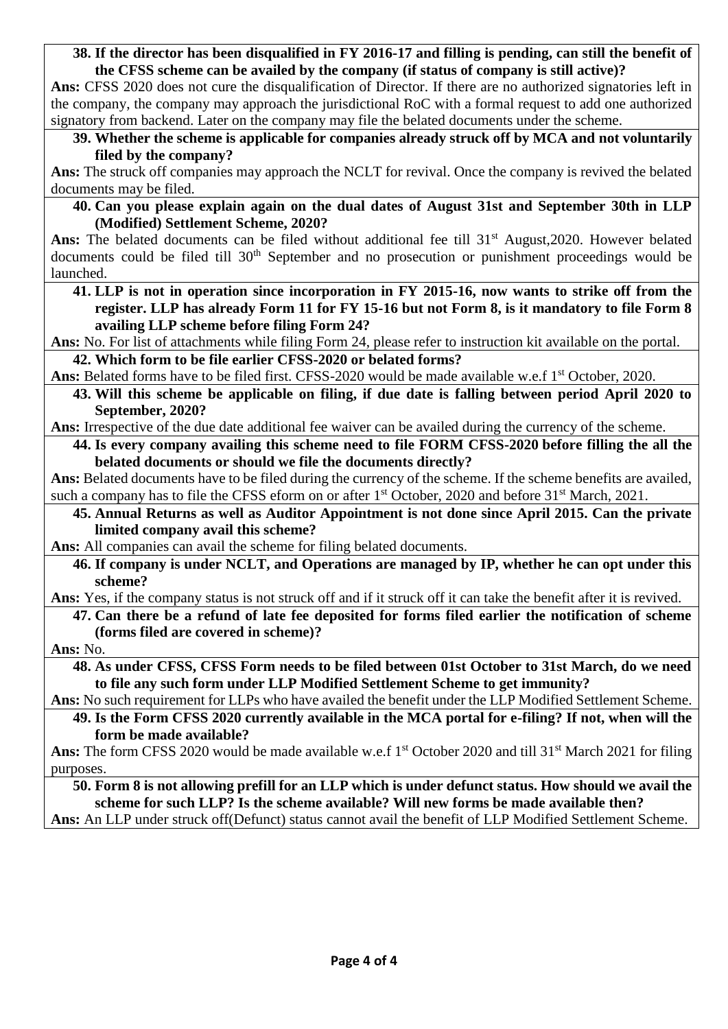**38. If the director has been disqualified in FY 2016-17 and filling is pending, can still the benefit of the CFSS scheme can be availed by the company (if status of company is still active)?**

**Ans:** CFSS 2020 does not cure the disqualification of Director. If there are no authorized signatories left in the company, the company may approach the jurisdictional RoC with a formal request to add one authorized signatory from backend. Later on the company may file the belated documents under the scheme.

**39. Whether the scheme is applicable for companies already struck off by MCA and not voluntarily filed by the company?**

**Ans:** The struck off companies may approach the NCLT for revival. Once the company is revived the belated documents may be filed.

**40. Can you please explain again on the dual dates of August 31st and September 30th in LLP (Modified) Settlement Scheme, 2020?**

**Ans:** The belated documents can be filed without additional fee till 31st August,2020. However belated documents could be filed till 30th September and no prosecution or punishment proceedings would be launched.

**41. LLP is not in operation since incorporation in FY 2015-16, now wants to strike off from the register. LLP has already Form 11 for FY 15-16 but not Form 8, is it mandatory to file Form 8 availing LLP scheme before filing Form 24?**

**Ans:** No. For list of attachments while filing Form 24, please refer to instruction kit available on the portal.

**42. Which form to be file earlier CFSS-2020 or belated forms?**

**Ans:** Belated forms have to be filed first. CFSS-2020 would be made available w.e.f 1st October, 2020.

**43. Will this scheme be applicable on filing, if due date is falling between period April 2020 to September, 2020?**

**Ans:** Irrespective of the due date additional fee waiver can be availed during the currency of the scheme.

**44. Is every company availing this scheme need to file FORM CFSS-2020 before filling the all the belated documents or should we file the documents directly?**

**Ans:** Belated documents have to be filed during the currency of the scheme. If the scheme benefits are availed, such a company has to file the CFSS eform on or after 1st October, 2020 and before 31st March, 2021.

**45. Annual Returns as well as Auditor Appointment is not done since April 2015. Can the private limited company avail this scheme?**

**Ans:** All companies can avail the scheme for filing belated documents.

**46. If company is under NCLT, and Operations are managed by IP, whether he can opt under this scheme?**

**Ans:** Yes, if the company status is not struck off and if it struck off it can take the benefit after it is revived.

**47. Can there be a refund of late fee deposited for forms filed earlier the notification of scheme (forms filed are covered in scheme)?**

**Ans:** No.

**48. As under CFSS, CFSS Form needs to be filed between 01st October to 31st March, do we need to file any such form under LLP Modified Settlement Scheme to get immunity?**

**Ans:** No such requirement for LLPs who have availed the benefit under the LLP Modified Settlement Scheme.

**49. Is the Form CFSS 2020 currently available in the MCA portal for e-filing? If not, when will the form be made available?**

**Ans:** The form CFSS 2020 would be made available w.e.f 1st October 2020 and till 31st March 2021 for filing purposes.

**50. Form 8 is not allowing prefill for an LLP which is under defunct status. How should we avail the scheme for such LLP? Is the scheme available? Will new forms be made available then?**

**Ans:** An LLP under struck off(Defunct) status cannot avail the benefit of LLP Modified Settlement Scheme.